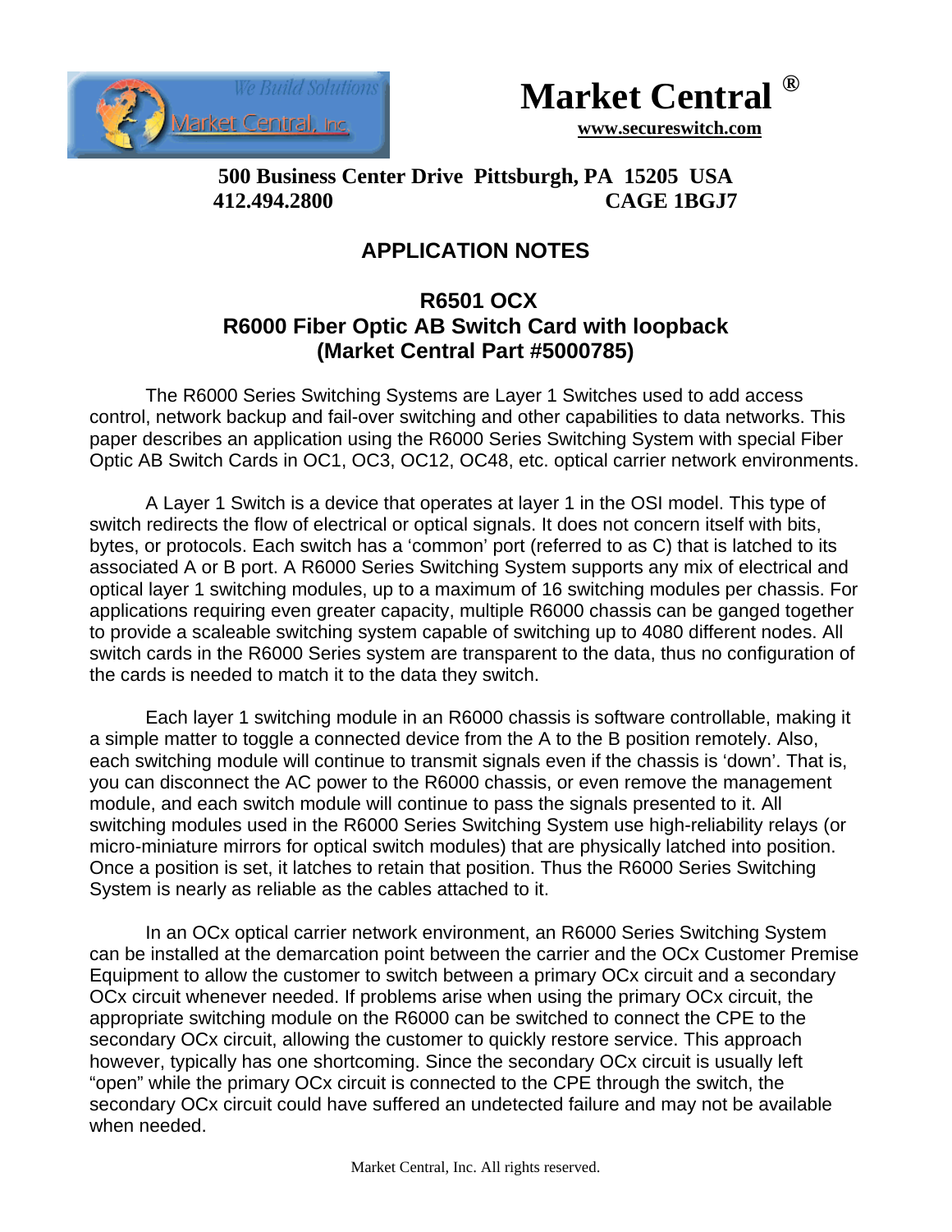# Market Central ®

**www.secureswitch.com**

**500 Business Center Drive Pittsburgh, PA 15205 USA**
**412.494.2800 CAGE 1BGJ7**

## APPLICATION NOTES

## R6501 OCX
## R6000 Fiber Optic AB Switch Card with loopback
## (Market Central Part #5000785)

The R6000 Series Switching Systems are Layer 1 Switches used to add access control, network backup and fail-over switching and other capabilities to data networks. This paper describes an application using the R6000 Series Switching System with special Fiber Optic AB Switch Cards in OC1, OC3, OC12, OC48, etc. optical carrier network environments.

A Layer 1 Switch is a device that operates at layer 1 in the OSI model. This type of switch redirects the flow of electrical or optical signals. It does not concern itself with bits, bytes, or protocols. Each switch has a 'common' port (referred to as C) that is latched to its associated A or B port. A R6000 Series Switching System supports any mix of electrical and optical layer 1 switching modules, up to a maximum of 16 switching modules per chassis. For applications requiring even greater capacity, multiple R6000 chassis can be ganged together to provide a scaleable switching system capable of switching up to 4080 different nodes. All switch cards in the R6000 Series system are transparent to the data, thus no configuration of the cards is needed to match it to the data they switch.

Each layer 1 switching module in an R6000 chassis is software controllable, making it a simple matter to toggle a connected device from the A to the B position remotely. Also, each switching module will continue to transmit signals even if the chassis is 'down'. That is, you can disconnect the AC power to the R6000 chassis, or even remove the management module, and each switch module will continue to pass the signals presented to it. All switching modules used in the R6000 Series Switching System use high-reliability relays (or micro-miniature mirrors for optical switch modules) that are physically latched into position. Once a position is set, it latches to retain that position. Thus the R6000 Series Switching System is nearly as reliable as the cables attached to it.

In an OCx optical carrier network environment, an R6000 Series Switching System can be installed at the demarcation point between the carrier and the OCx Customer Premise Equipment to allow the customer to switch between a primary OCx circuit and a secondary OCx circuit whenever needed. If problems arise when using the primary OCx circuit, the appropriate switching module on the R6000 can be switched to connect the CPE to the secondary OCx circuit, allowing the customer to quickly restore service. This approach however, typically has one shortcoming. Since the secondary OCx circuit is usually left "open" while the primary OCx circuit is connected to the CPE through the switch, the secondary OCx circuit could have suffered an undetected failure and may not be available when needed.

Market Central, Inc. All rights reserved.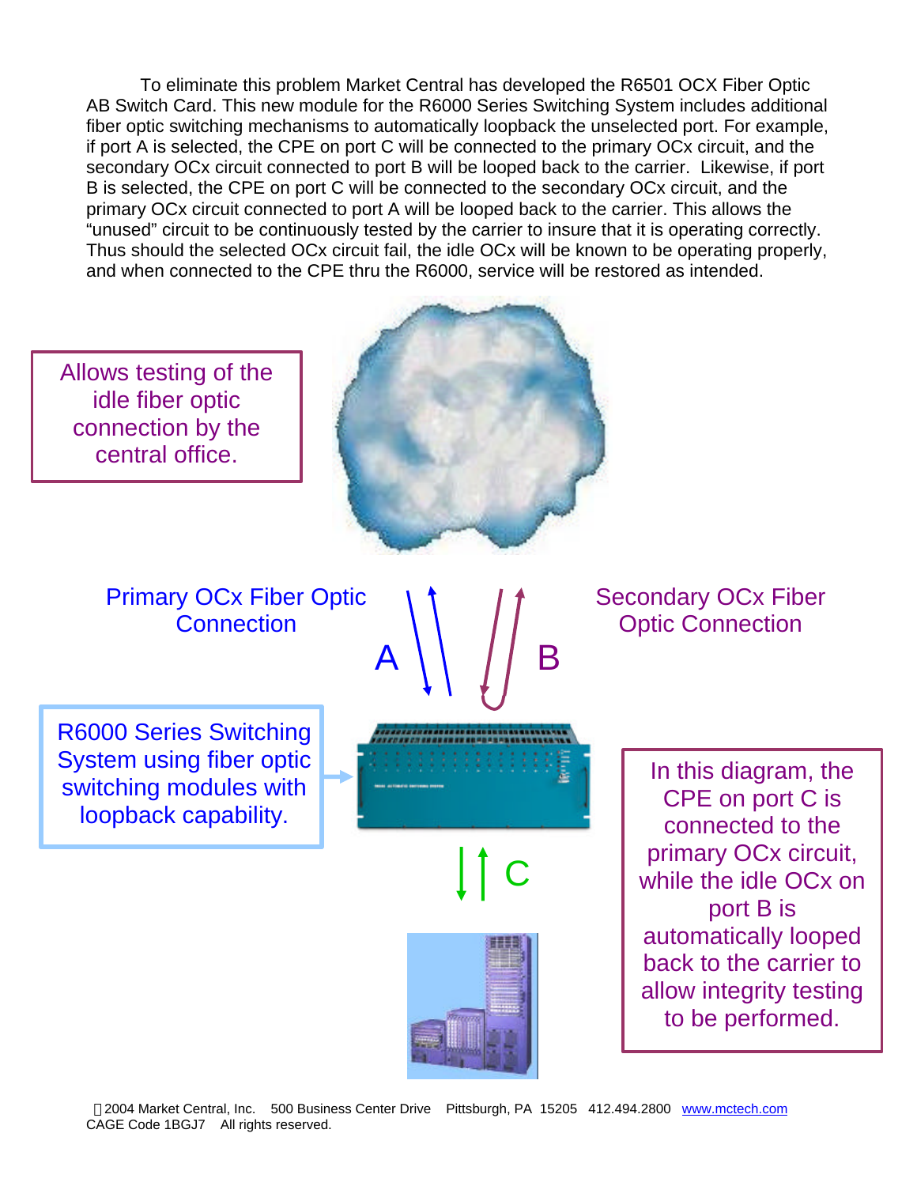To eliminate this problem Market Central has developed the R6501 OCX Fiber Optic AB Switch Card. This new module for the R6000 Series Switching System includes additional fiber optic switching mechanisms to automatically loopback the unselected port. For example, if port A is selected, the CPE on port C will be connected to the primary OCx circuit, and the secondary OCx circuit connected to port B will be looped back to the carrier. Likewise, if port B is selected, the CPE on port C will be connected to the secondary OCx circuit, and the primary OCx circuit connected to port A will be looped back to the carrier. This allows the "unused" circuit to be continuously tested by the carrier to insure that it is operating correctly. Thus should the selected OCx circuit fail, the idle OCx will be known to be operating properly, and when connected to the CPE thru the R6000, service will be restored as intended.

Allows testing of the idle fiber optic connection by the central office.

Primary OCx Fiber Optic Connection

A

B

Secondary OCx Fiber Optic Connection

R6000 Series Switching System using fiber optic switching modules with loopback capability.

C

In this diagram, the CPE on port C is connected to the primary OCx circuit, while the idle OCx on port B is automatically looped back to the carrier to allow integrity testing to be performed.

©2004 Market Central, Inc. 500 Business Center Drive Pittsburgh, PA 15205 412.494.2800 www.mctech.com
CAGE Code 1BGJ7 All rights reserved.